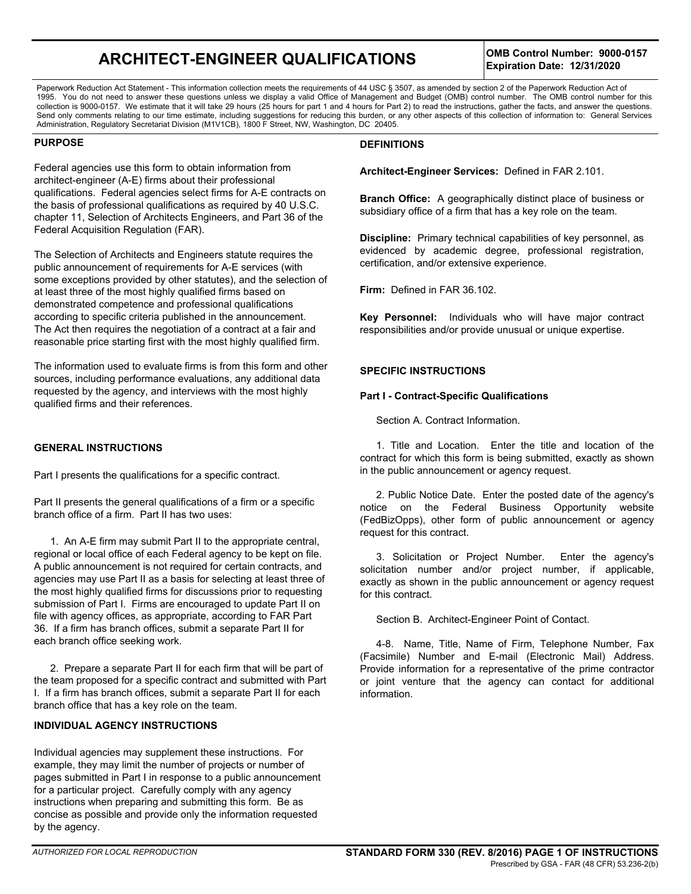# ARCHITECT-ENGINEER QUALIFICATIONS

**OMB Control Number: 9000-0157**
**Expiration Date: 12/31/2020**

Paperwork Reduction Act Statement - This information collection meets the requirements of 44 USC § 3507, as amended by section 2 of the Paperwork Reduction Act of 1995. You do not need to answer these questions unless we display a valid Office of Management and Budget (OMB) control number. The OMB control number for this collection is 9000-0157. We estimate that it will take 29 hours (25 hours for part 1 and 4 hours for Part 2) to read the instructions, gather the facts, and answer the questions. Send only comments relating to our time estimate, including suggestions for reducing this burden, or any other aspects of this collection of information to: General Services Administration, Regulatory Secretariat Division (M1V1CB), 1800 F Street, NW, Washington, DC 20405.

## PURPOSE

Federal agencies use this form to obtain information from architect-engineer (A-E) firms about their professional qualifications. Federal agencies select firms for A-E contracts on the basis of professional qualifications as required by 40 U.S.C. chapter 11, Selection of Architects Engineers, and Part 36 of the Federal Acquisition Regulation (FAR).

The Selection of Architects and Engineers statute requires the public announcement of requirements for A-E services (with some exceptions provided by other statutes), and the selection of at least three of the most highly qualified firms based on demonstrated competence and professional qualifications according to specific criteria published in the announcement. The Act then requires the negotiation of a contract at a fair and reasonable price starting first with the most highly qualified firm.

The information used to evaluate firms is from this form and other sources, including performance evaluations, any additional data requested by the agency, and interviews with the most highly qualified firms and their references.

## GENERAL INSTRUCTIONS

Part I presents the qualifications for a specific contract.

Part II presents the general qualifications of a firm or a specific branch office of a firm. Part II has two uses:

1. An A-E firm may submit Part II to the appropriate central, regional or local office of each Federal agency to be kept on file. A public announcement is not required for certain contracts, and agencies may use Part II as a basis for selecting at least three of the most highly qualified firms for discussions prior to requesting submission of Part I. Firms are encouraged to update Part II on file with agency offices, as appropriate, according to FAR Part 36. If a firm has branch offices, submit a separate Part II for each branch office seeking work.

2. Prepare a separate Part II for each firm that will be part of the team proposed for a specific contract and submitted with Part I. If a firm has branch offices, submit a separate Part II for each branch office that has a key role on the team.

## INDIVIDUAL AGENCY INSTRUCTIONS

Individual agencies may supplement these instructions. For example, they may limit the number of projects or number of pages submitted in Part I in response to a public announcement for a particular project. Carefully comply with any agency instructions when preparing and submitting this form. Be as concise as possible and provide only the information requested by the agency.

## DEFINITIONS

**Architect-Engineer Services:** Defined in FAR 2.101.

**Branch Office:** A geographically distinct place of business or subsidiary office of a firm that has a key role on the team.

**Discipline:** Primary technical capabilities of key personnel, as evidenced by academic degree, professional registration, certification, and/or extensive experience.

**Firm:** Defined in FAR 36.102.

**Key Personnel:** Individuals who will have major contract responsibilities and/or provide unusual or unique expertise.

## SPECIFIC INSTRUCTIONS

### Part I - Contract-Specific Qualifications

Section A. Contract Information.

1. Title and Location. Enter the title and location of the contract for which this form is being submitted, exactly as shown in the public announcement or agency request.

2. Public Notice Date. Enter the posted date of the agency's notice on the Federal Business Opportunity website (FedBizOpps), other form of public announcement or agency request for this contract.

3. Solicitation or Project Number. Enter the agency's solicitation number and/or project number, if applicable, exactly as shown in the public announcement or agency request for this contract.

Section B. Architect-Engineer Point of Contact.

4-8. Name, Title, Name of Firm, Telephone Number, Fax (Facsimile) Number and E-mail (Electronic Mail) Address. Provide information for a representative of the prime contractor or joint venture that the agency can contact for additional information.

AUTHORIZED FOR LOCAL REPRODUCTION

**STANDARD FORM 330 (REV. 8/2016) PAGE 1 OF INSTRUCTIONS**
Prescribed by GSA - FAR (48 CFR) 53.236-2(b)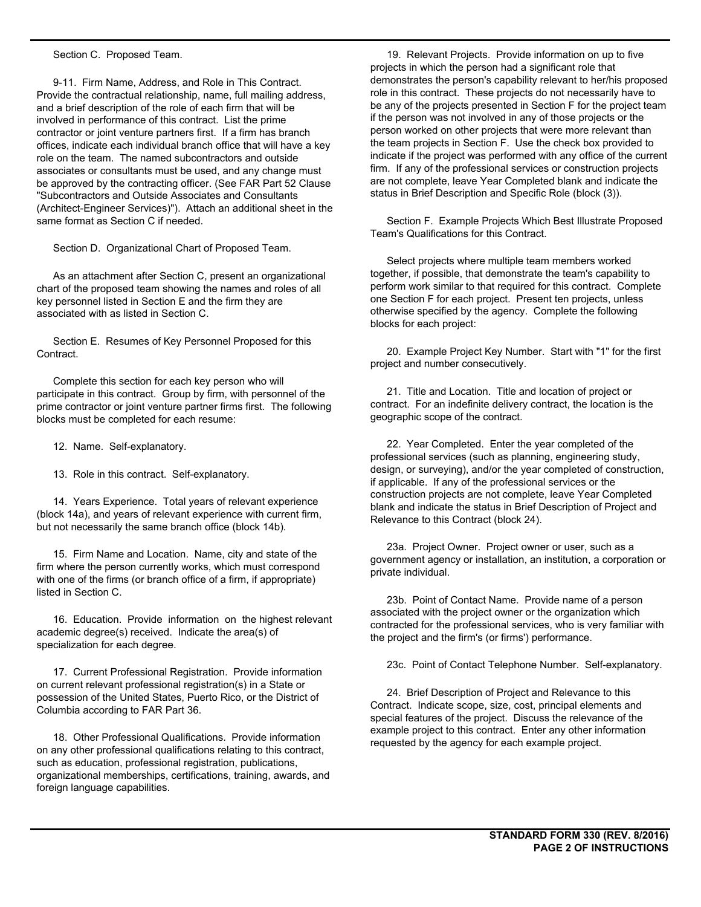Section C. Proposed Team.

9-11. Firm Name, Address, and Role in This Contract. Provide the contractual relationship, name, full mailing address, and a brief description of the role of each firm that will be involved in performance of this contract. List the prime contractor or joint venture partners first. If a firm has branch offices, indicate each individual branch office that will have a key role on the team. The named subcontractors and outside associates or consultants must be used, and any change must be approved by the contracting officer. (See FAR Part 52 Clause "Subcontractors and Outside Associates and Consultants (Architect-Engineer Services)"). Attach an additional sheet in the same format as Section C if needed.

Section D. Organizational Chart of Proposed Team.

As an attachment after Section C, present an organizational chart of the proposed team showing the names and roles of all key personnel listed in Section E and the firm they are associated with as listed in Section C.

Section E. Resumes of Key Personnel Proposed for this Contract.

Complete this section for each key person who will participate in this contract. Group by firm, with personnel of the prime contractor or joint venture partner firms first. The following blocks must be completed for each resume:

12. Name. Self-explanatory.

13. Role in this contract. Self-explanatory.

14. Years Experience. Total years of relevant experience (block 14a), and years of relevant experience with current firm, but not necessarily the same branch office (block 14b).

15. Firm Name and Location. Name, city and state of the firm where the person currently works, which must correspond with one of the firms (or branch office of a firm, if appropriate) listed in Section C.

16. Education. Provide information on the highest relevant academic degree(s) received. Indicate the area(s) of specialization for each degree.

17. Current Professional Registration. Provide information on current relevant professional registration(s) in a State or possession of the United States, Puerto Rico, or the District of Columbia according to FAR Part 36.

18. Other Professional Qualifications. Provide information on any other professional qualifications relating to this contract, such as education, professional registration, publications, organizational memberships, certifications, training, awards, and foreign language capabilities.

19. Relevant Projects. Provide information on up to five projects in which the person had a significant role that demonstrates the person's capability relevant to her/his proposed role in this contract. These projects do not necessarily have to be any of the projects presented in Section F for the project team if the person was not involved in any of those projects or the person worked on other projects that were more relevant than the team projects in Section F. Use the check box provided to indicate if the project was performed with any office of the current firm. If any of the professional services or construction projects are not complete, leave Year Completed blank and indicate the status in Brief Description and Specific Role (block (3)).

Section F. Example Projects Which Best Illustrate Proposed Team's Qualifications for this Contract.

Select projects where multiple team members worked together, if possible, that demonstrate the team's capability to perform work similar to that required for this contract. Complete one Section F for each project. Present ten projects, unless otherwise specified by the agency. Complete the following blocks for each project:

20. Example Project Key Number. Start with "1" for the first project and number consecutively.

21. Title and Location. Title and location of project or contract. For an indefinite delivery contract, the location is the geographic scope of the contract.

22. Year Completed. Enter the year completed of the professional services (such as planning, engineering study, design, or surveying), and/or the year completed of construction, if applicable. If any of the professional services or the construction projects are not complete, leave Year Completed blank and indicate the status in Brief Description of Project and Relevance to this Contract (block 24).

23a. Project Owner. Project owner or user, such as a government agency or installation, an institution, a corporation or private individual.

23b. Point of Contact Name. Provide name of a person associated with the project owner or the organization which contracted for the professional services, who is very familiar with the project and the firm's (or firms') performance.

23c. Point of Contact Telephone Number. Self-explanatory.

24. Brief Description of Project and Relevance to this Contract. Indicate scope, size, cost, principal elements and special features of the project. Discuss the relevance of the example project to this contract. Enter any other information requested by the agency for each example project.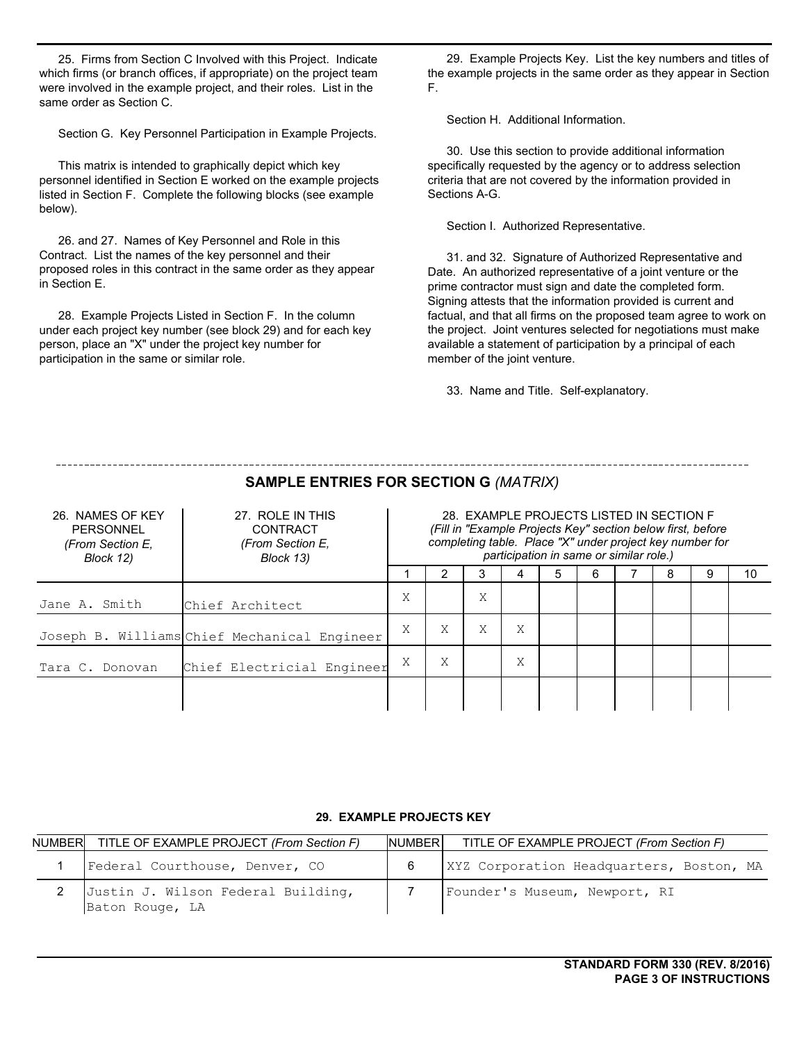25. Firms from Section C Involved with this Project. Indicate which firms (or branch offices, if appropriate) on the project team were involved in the example project, and their roles. List in the same order as Section C.

Section G. Key Personnel Participation in Example Projects.

This matrix is intended to graphically depict which key personnel identified in Section E worked on the example projects listed in Section F. Complete the following blocks (see example below).

26. and 27. Names of Key Personnel and Role in this Contract. List the names of the key personnel and their proposed roles in this contract in the same order as they appear in Section E.

28. Example Projects Listed in Section F. In the column under each project key number (see block 29) and for each key person, place an "X" under the project key number for participation in the same or similar role.

29. Example Projects Key. List the key numbers and titles of the example projects in the same order as they appear in Section F.

Section H. Additional Information.

30. Use this section to provide additional information specifically requested by the agency or to address selection criteria that are not covered by the information provided in Sections A-G.

Section I. Authorized Representative.

31. and 32. Signature of Authorized Representative and Date. An authorized representative of a joint venture or the prime contractor must sign and date the completed form. Signing attests that the information provided is current and factual, and that all firms on the proposed team agree to work on the project. Joint ventures selected for negotiations must make available a statement of participation by a principal of each member of the joint venture.

33. Name and Title. Self-explanatory.

## SAMPLE ENTRIES FOR SECTION G *(MATRIX)*

| 26. NAMES OF KEY PERSONNEL *(From Section E, Block 12)* | 27. ROLE IN THIS CONTRACT *(From Section E, Block 13)* | 28. EXAMPLE PROJECTS LISTED IN SECTION F *(Fill in "Example Projects Key" section below first, before completing table. Place "X" under project key number for participation in same or similar role.)* | | | | | | | | | |
|---|---|---|---|---|---|---|---|---|---|---|---|
| | | 1 | 2 | 3 | 4 | 5 | 6 | 7 | 8 | 9 | 10 |
| Jane A. Smith | Chief Architect | X | | X | | | | | | | |
| Joseph B. Williams | Chief Mechanical Engineer | X | X | X | X | | | | | | |
| Tara C. Donovan | Chief Electricial Engineer | X | X | | X | | | | | | |
| | | | | | | | | | | | |

**29. EXAMPLE PROJECTS KEY**

| NUMBER | TITLE OF EXAMPLE PROJECT *(From Section F)* | NUMBER | TITLE OF EXAMPLE PROJECT *(From Section F)* |
|---|---|---|---|
| 1 | Federal Courthouse, Denver, CO | 6 | XYZ Corporation Headquarters, Boston, MA |
| 2 | Justin J. Wilson Federal Building, Baton Rouge, LA | 7 | Founder's Museum, Newport, RI |

**STANDARD FORM 330 (REV. 8/2016)**
**PAGE 3 OF INSTRUCTIONS**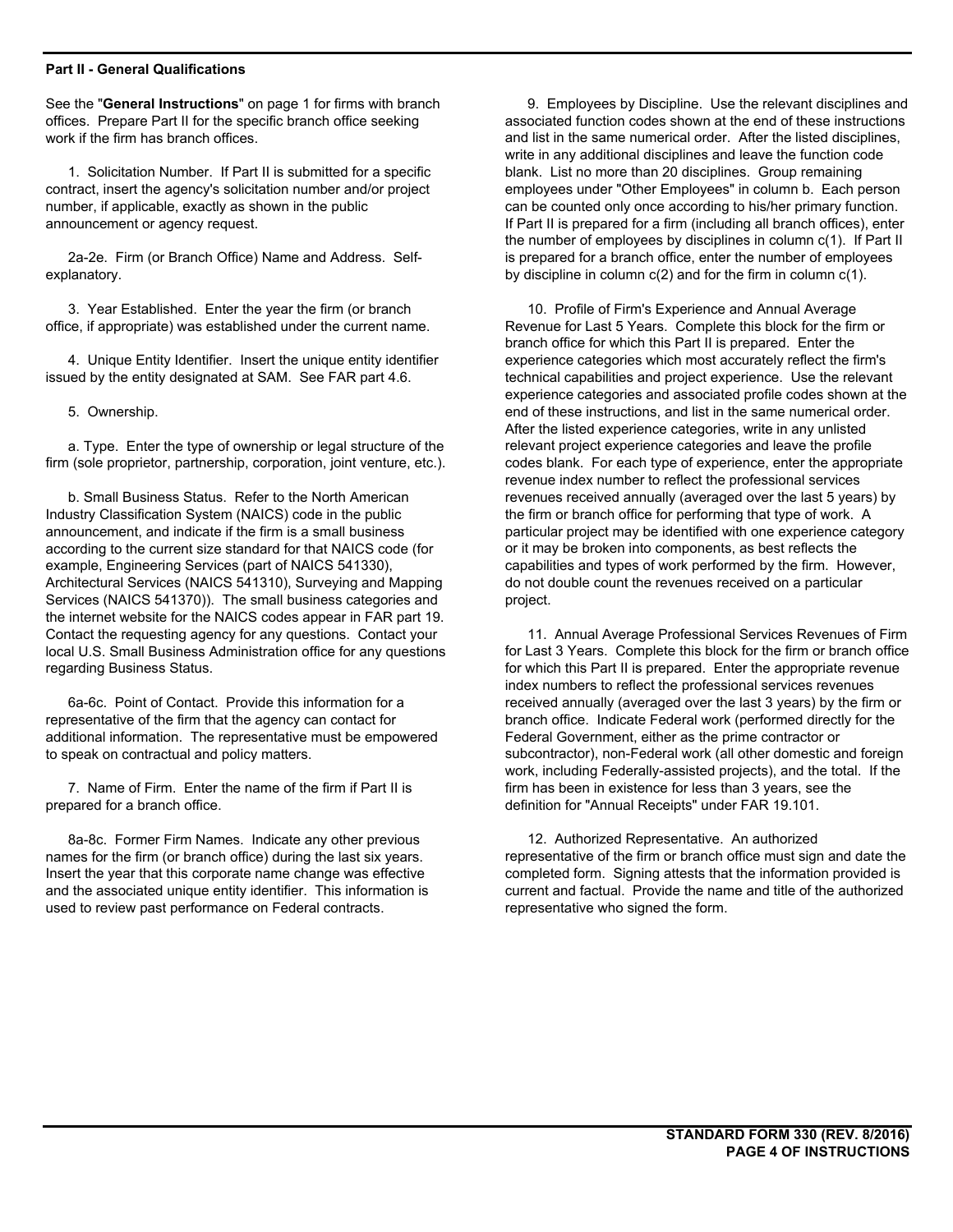## Part II - General Qualifications

See the "**General Instructions**" on page 1 for firms with branch offices. Prepare Part II for the specific branch office seeking work if the firm has branch offices.

1. Solicitation Number. If Part II is submitted for a specific contract, insert the agency's solicitation number and/or project number, if applicable, exactly as shown in the public announcement or agency request.

2a-2e. Firm (or Branch Office) Name and Address. Self-explanatory.

3. Year Established. Enter the year the firm (or branch office, if appropriate) was established under the current name.

4. Unique Entity Identifier. Insert the unique entity identifier issued by the entity designated at SAM. See FAR part 4.6.

5. Ownership.

a. Type. Enter the type of ownership or legal structure of the firm (sole proprietor, partnership, corporation, joint venture, etc.).

b. Small Business Status. Refer to the North American Industry Classification System (NAICS) code in the public announcement, and indicate if the firm is a small business according to the current size standard for that NAICS code (for example, Engineering Services (part of NAICS 541330), Architectural Services (NAICS 541310), Surveying and Mapping Services (NAICS 541370)). The small business categories and the internet website for the NAICS codes appear in FAR part 19. Contact the requesting agency for any questions. Contact your local U.S. Small Business Administration office for any questions regarding Business Status.

6a-6c. Point of Contact. Provide this information for a representative of the firm that the agency can contact for additional information. The representative must be empowered to speak on contractual and policy matters.

7. Name of Firm. Enter the name of the firm if Part II is prepared for a branch office.

8a-8c. Former Firm Names. Indicate any other previous names for the firm (or branch office) during the last six years. Insert the year that this corporate name change was effective and the associated unique entity identifier. This information is used to review past performance on Federal contracts.

9. Employees by Discipline. Use the relevant disciplines and associated function codes shown at the end of these instructions and list in the same numerical order. After the listed disciplines, write in any additional disciplines and leave the function code blank. List no more than 20 disciplines. Group remaining employees under "Other Employees" in column b. Each person can be counted only once according to his/her primary function. If Part II is prepared for a firm (including all branch offices), enter the number of employees by disciplines in column c(1). If Part II is prepared for a branch office, enter the number of employees by discipline in column c(2) and for the firm in column c(1).

10. Profile of Firm's Experience and Annual Average Revenue for Last 5 Years. Complete this block for the firm or branch office for which this Part II is prepared. Enter the experience categories which most accurately reflect the firm's technical capabilities and project experience. Use the relevant experience categories and associated profile codes shown at the end of these instructions, and list in the same numerical order. After the listed experience categories, write in any unlisted relevant project experience categories and leave the profile codes blank. For each type of experience, enter the appropriate revenue index number to reflect the professional services revenues received annually (averaged over the last 5 years) by the firm or branch office for performing that type of work. A particular project may be identified with one experience category or it may be broken into components, as best reflects the capabilities and types of work performed by the firm. However, do not double count the revenues received on a particular project.

11. Annual Average Professional Services Revenues of Firm for Last 3 Years. Complete this block for the firm or branch office for which this Part II is prepared. Enter the appropriate revenue index numbers to reflect the professional services revenues received annually (averaged over the last 3 years) by the firm or branch office. Indicate Federal work (performed directly for the Federal Government, either as the prime contractor or subcontractor), non-Federal work (all other domestic and foreign work, including Federally-assisted projects), and the total. If the firm has been in existence for less than 3 years, see the definition for "Annual Receipts" under FAR 19.101.

12. Authorized Representative. An authorized representative of the firm or branch office must sign and date the completed form. Signing attests that the information provided is current and factual. Provide the name and title of the authorized representative who signed the form.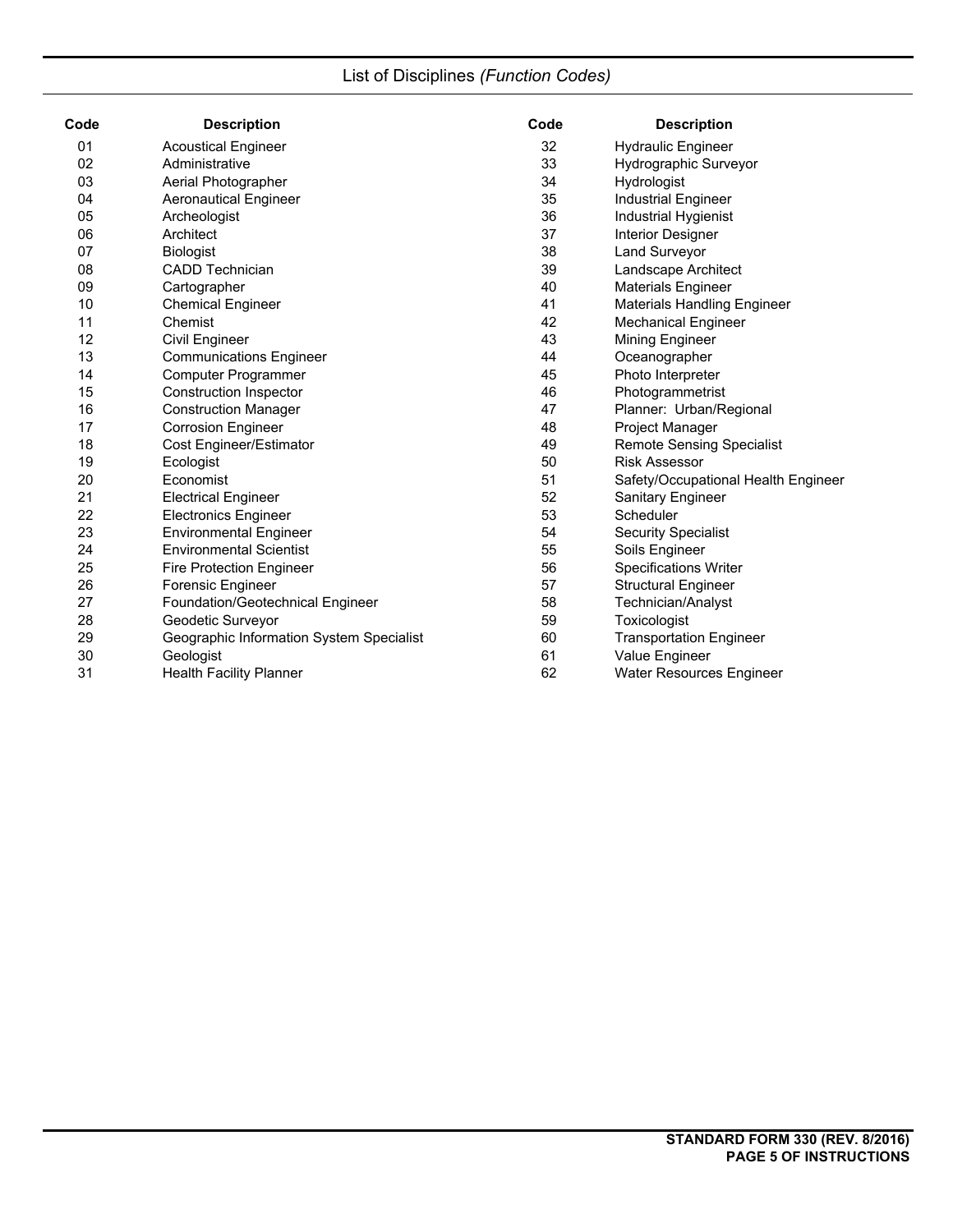## List of Disciplines *(Function Codes)*

| Code | Description | Code | Description |
|---|---|---|---|
| 01 | Acoustical Engineer | 32 | Hydraulic Engineer |
| 02 | Administrative | 33 | Hydrographic Surveyor |
| 03 | Aerial Photographer | 34 | Hydrologist |
| 04 | Aeronautical Engineer | 35 | Industrial Engineer |
| 05 | Archeologist | 36 | Industrial Hygienist |
| 06 | Architect | 37 | Interior Designer |
| 07 | Biologist | 38 | Land Surveyor |
| 08 | CADD Technician | 39 | Landscape Architect |
| 09 | Cartographer | 40 | Materials Engineer |
| 10 | Chemical Engineer | 41 | Materials Handling Engineer |
| 11 | Chemist | 42 | Mechanical Engineer |
| 12 | Civil Engineer | 43 | Mining Engineer |
| 13 | Communications Engineer | 44 | Oceanographer |
| 14 | Computer Programmer | 45 | Photo Interpreter |
| 15 | Construction Inspector | 46 | Photogrammetrist |
| 16 | Construction Manager | 47 | Planner: Urban/Regional |
| 17 | Corrosion Engineer | 48 | Project Manager |
| 18 | Cost Engineer/Estimator | 49 | Remote Sensing Specialist |
| 19 | Ecologist | 50 | Risk Assessor |
| 20 | Economist | 51 | Safety/Occupational Health Engineer |
| 21 | Electrical Engineer | 52 | Sanitary Engineer |
| 22 | Electronics Engineer | 53 | Scheduler |
| 23 | Environmental Engineer | 54 | Security Specialist |
| 24 | Environmental Scientist | 55 | Soils Engineer |
| 25 | Fire Protection Engineer | 56 | Specifications Writer |
| 26 | Forensic Engineer | 57 | Structural Engineer |
| 27 | Foundation/Geotechnical Engineer | 58 | Technician/Analyst |
| 28 | Geodetic Surveyor | 59 | Toxicologist |
| 29 | Geographic Information System Specialist | 60 | Transportation Engineer |
| 30 | Geologist | 61 | Value Engineer |
| 31 | Health Facility Planner | 62 | Water Resources Engineer |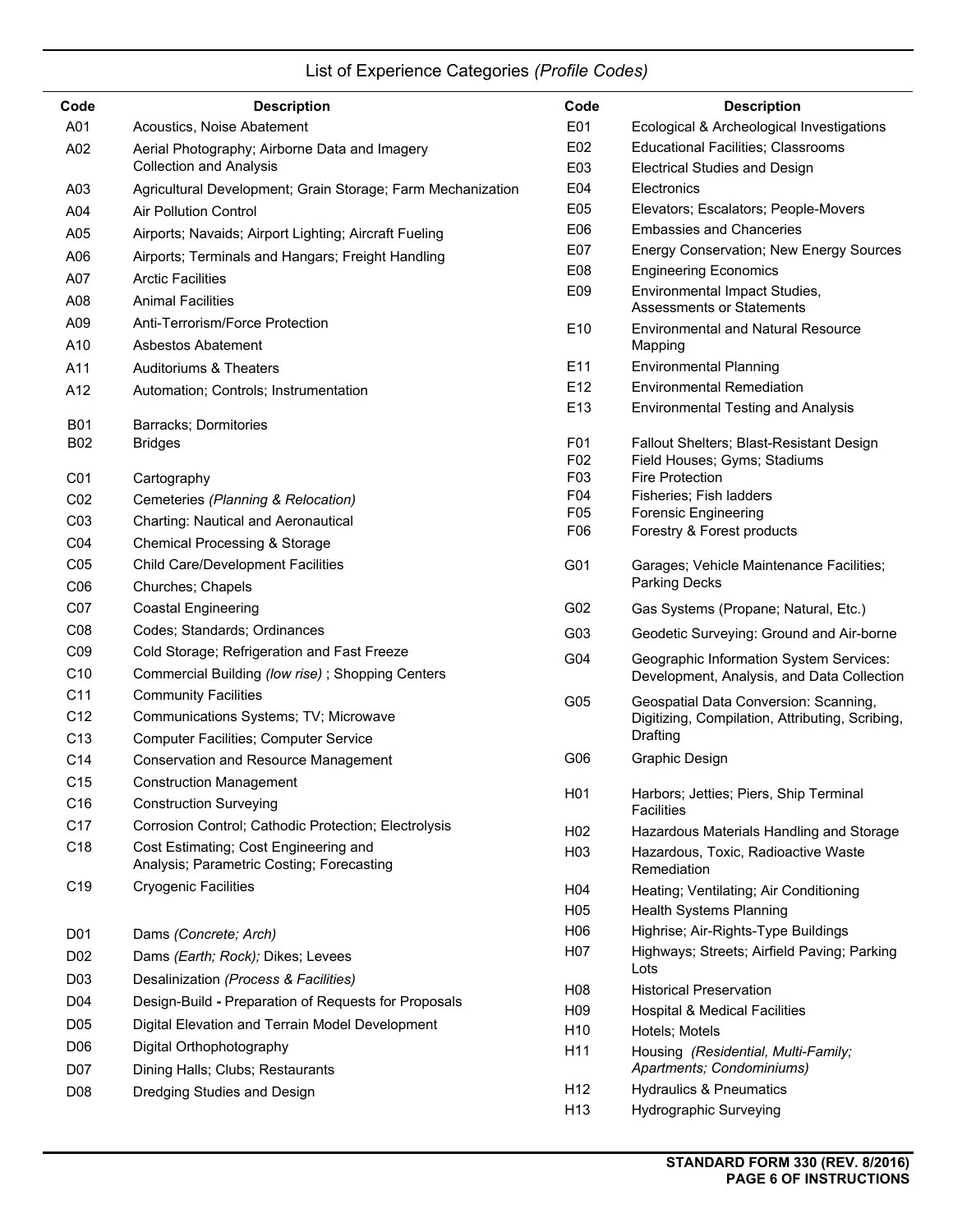## List of Experience Categories *(Profile Codes)*

| Code | Description |
|---|---|
| A01 | Acoustics, Noise Abatement |
| A02 | Aerial Photography; Airborne Data and Imagery Collection and Analysis |
| A03 | Agricultural Development; Grain Storage; Farm Mechanization |
| A04 | Air Pollution Control |
| A05 | Airports; Navaids; Airport Lighting; Aircraft Fueling |
| A06 | Airports; Terminals and Hangars; Freight Handling |
| A07 | Arctic Facilities |
| A08 | Animal Facilities |
| A09 | Anti-Terrorism/Force Protection |
| A10 | Asbestos Abatement |
| A11 | Auditoriums & Theaters |
| A12 | Automation; Controls; Instrumentation |
| B01 | Barracks; Dormitories |
| B02 | Bridges |
| C01 | Cartography |
| C02 | Cemeteries *(Planning & Relocation)* |
| C03 | Charting: Nautical and Aeronautical |
| C04 | Chemical Processing & Storage |
| C05 | Child Care/Development Facilities |
| C06 | Churches; Chapels |
| C07 | Coastal Engineering |
| C08 | Codes; Standards; Ordinances |
| C09 | Cold Storage; Refrigeration and Fast Freeze |
| C10 | Commercial Building *(low rise)* ; Shopping Centers |
| C11 | Community Facilities |
| C12 | Communications Systems; TV; Microwave |
| C13 | Computer Facilities; Computer Service |
| C14 | Conservation and Resource Management |
| C15 | Construction Management |
| C16 | Construction Surveying |
| C17 | Corrosion Control; Cathodic Protection; Electrolysis |
| C18 | Cost Estimating; Cost Engineering and Analysis; Parametric Costing; Forecasting |
| C19 | Cryogenic Facilities |
| D01 | Dams *(Concrete; Arch)* |
| D02 | Dams *(Earth; Rock)*; Dikes; Levees |
| D03 | Desalinization *(Process & Facilities)* |
| D04 | Design-Build - Preparation of Requests for Proposals |
| D05 | Digital Elevation and Terrain Model Development |
| D06 | Digital Orthophotography |
| D07 | Dining Halls; Clubs; Restaurants |
| D08 | Dredging Studies and Design |
| E01 | Ecological & Archeological Investigations |
| E02 | Educational Facilities; Classrooms |
| E03 | Electrical Studies and Design |
| E04 | Electronics |
| E05 | Elevators; Escalators; People-Movers |
| E06 | Embassies and Chanceries |
| E07 | Energy Conservation; New Energy Sources |
| E08 | Engineering Economics |
| E09 | Environmental Impact Studies, Assessments or Statements |
| E10 | Environmental and Natural Resource Mapping |
| E11 | Environmental Planning |
| E12 | Environmental Remediation |
| E13 | Environmental Testing and Analysis |
| F01 | Fallout Shelters; Blast-Resistant Design |
| F02 | Field Houses; Gyms; Stadiums |
| F03 | Fire Protection |
| F04 | Fisheries; Fish ladders |
| F05 | Forensic Engineering |
| F06 | Forestry & Forest products |
| G01 | Garages; Vehicle Maintenance Facilities; Parking Decks |
| G02 | Gas Systems (Propane; Natural, Etc.) |
| G03 | Geodetic Surveying: Ground and Air-borne |
| G04 | Geographic Information System Services: Development, Analysis, and Data Collection |
| G05 | Geospatial Data Conversion: Scanning, Digitizing, Compilation, Attributing, Scribing, Drafting |
| G06 | Graphic Design |
| H01 | Harbors; Jetties; Piers, Ship Terminal Facilities |
| H02 | Hazardous Materials Handling and Storage |
| H03 | Hazardous, Toxic, Radioactive Waste Remediation |
| H04 | Heating; Ventilating; Air Conditioning |
| H05 | Health Systems Planning |
| H06 | Highrise; Air-Rights-Type Buildings |
| H07 | Highways; Streets; Airfield Paving; Parking Lots |
| H08 | Historical Preservation |
| H09 | Hospital & Medical Facilities |
| H10 | Hotels; Motels |
| H11 | Housing *(Residential, Multi-Family; Apartments; Condominiums)* |
| H12 | Hydraulics & Pneumatics |
| H13 | Hydrographic Surveying |

STANDARD FORM 330 (REV. 8/2016)
PAGE 6 OF INSTRUCTIONS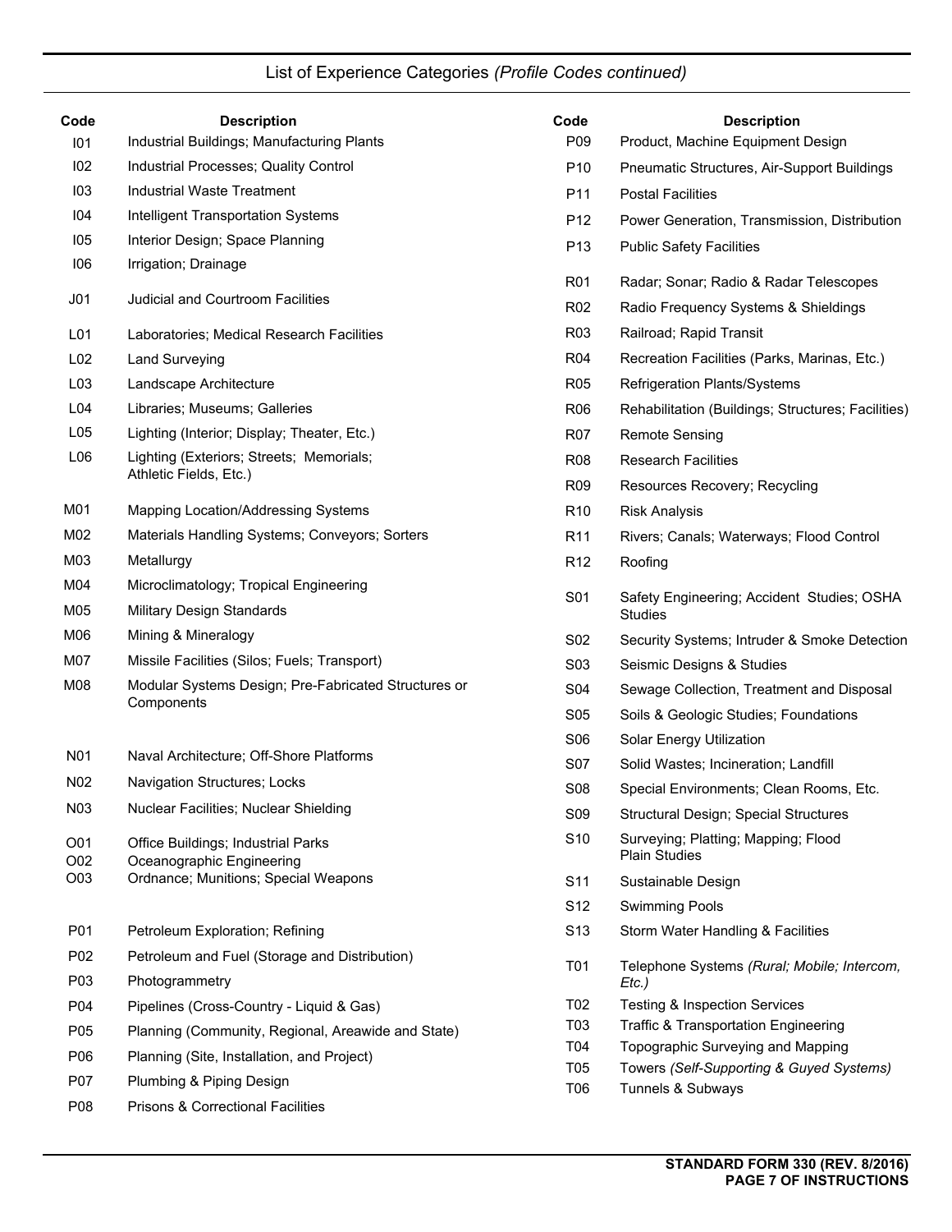## List of Experience Categories *(Profile Codes continued)*

| Code | Description |
|---|---|
| I01 | Industrial Buildings; Manufacturing Plants |
| I02 | Industrial Processes; Quality Control |
| I03 | Industrial Waste Treatment |
| I04 | Intelligent Transportation Systems |
| I05 | Interior Design; Space Planning |
| I06 | Irrigation; Drainage |
| J01 | Judicial and Courtroom Facilities |
| L01 | Laboratories; Medical Research Facilities |
| L02 | Land Surveying |
| L03 | Landscape Architecture |
| L04 | Libraries; Museums; Galleries |
| L05 | Lighting (Interior; Display; Theater, Etc.) |
| L06 | Lighting (Exteriors; Streets; Memorials; Athletic Fields, Etc.) |
| M01 | Mapping Location/Addressing Systems |
| M02 | Materials Handling Systems; Conveyors; Sorters |
| M03 | Metallurgy |
| M04 | Microclimatology; Tropical Engineering |
| M05 | Military Design Standards |
| M06 | Mining & Mineralogy |
| M07 | Missile Facilities (Silos; Fuels; Transport) |
| M08 | Modular Systems Design; Pre-Fabricated Structures or Components |
| N01 | Naval Architecture; Off-Shore Platforms |
| N02 | Navigation Structures; Locks |
| N03 | Nuclear Facilities; Nuclear Shielding |
| O01 | Office Buildings; Industrial Parks |
| O02 | Oceanographic Engineering |
| O03 | Ordnance; Munitions; Special Weapons |
| P01 | Petroleum Exploration; Refining |
| P02 | Petroleum and Fuel (Storage and Distribution) |
| P03 | Photogrammetry |
| P04 | Pipelines (Cross-Country - Liquid & Gas) |
| P05 | Planning (Community, Regional, Areawide and State) |
| P06 | Planning (Site, Installation, and Project) |
| P07 | Plumbing & Piping Design |
| P08 | Prisons & Correctional Facilities |
| P09 | Product, Machine Equipment Design |
| P10 | Pneumatic Structures, Air-Support Buildings |
| P11 | Postal Facilities |
| P12 | Power Generation, Transmission, Distribution |
| P13 | Public Safety Facilities |
| R01 | Radar; Sonar; Radio & Radar Telescopes |
| R02 | Radio Frequency Systems & Shieldings |
| R03 | Railroad; Rapid Transit |
| R04 | Recreation Facilities (Parks, Marinas, Etc.) |
| R05 | Refrigeration Plants/Systems |
| R06 | Rehabilitation (Buildings; Structures; Facilities) |
| R07 | Remote Sensing |
| R08 | Research Facilities |
| R09 | Resources Recovery; Recycling |
| R10 | Risk Analysis |
| R11 | Rivers; Canals; Waterways; Flood Control |
| R12 | Roofing |
| S01 | Safety Engineering; Accident Studies; OSHA Studies |
| S02 | Security Systems; Intruder & Smoke Detection |
| S03 | Seismic Designs & Studies |
| S04 | Sewage Collection, Treatment and Disposal |
| S05 | Soils & Geologic Studies; Foundations |
| S06 | Solar Energy Utilization |
| S07 | Solid Wastes; Incineration; Landfill |
| S08 | Special Environments; Clean Rooms, Etc. |
| S09 | Structural Design; Special Structures |
| S10 | Surveying; Platting; Mapping; Flood Plain Studies |
| S11 | Sustainable Design |
| S12 | Swimming Pools |
| S13 | Storm Water Handling & Facilities |
| T01 | Telephone Systems *(Rural; Mobile; Intercom, Etc.)* |
| T02 | Testing & Inspection Services |
| T03 | Traffic & Transportation Engineering |
| T04 | Topographic Surveying and Mapping |
| T05 | Towers *(Self-Supporting & Guyed Systems)* |
| T06 | Tunnels & Subways |

**STANDARD FORM 330 (REV. 8/2016)**
**PAGE 7 OF INSTRUCTIONS**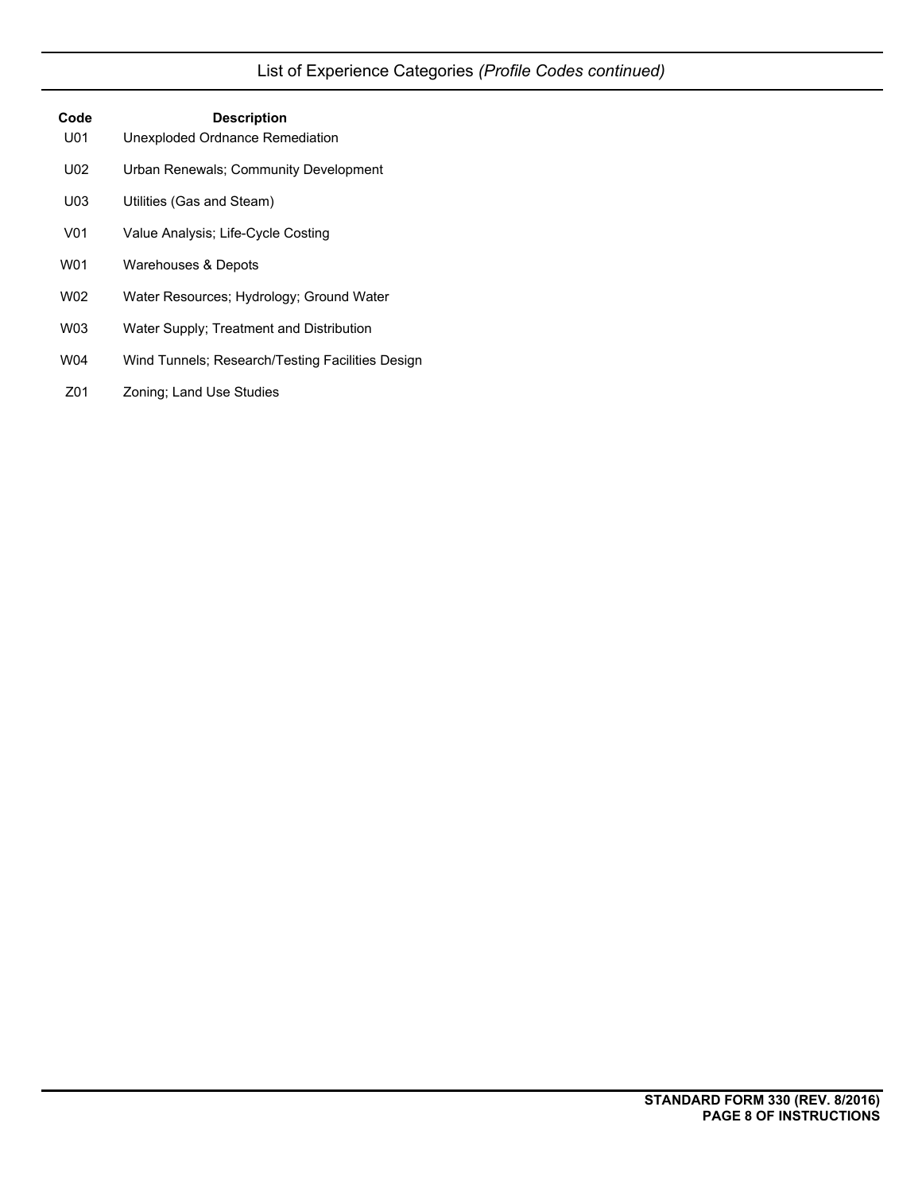## List of Experience Categories *(Profile Codes continued)*

| Code | Description |
|---|---|
| U01 | Unexploded Ordnance Remediation |
| U02 | Urban Renewals; Community Development |
| U03 | Utilities (Gas and Steam) |
| V01 | Value Analysis; Life-Cycle Costing |
| W01 | Warehouses & Depots |
| W02 | Water Resources; Hydrology; Ground Water |
| W03 | Water Supply; Treatment and Distribution |
| W04 | Wind Tunnels; Research/Testing Facilities Design |
| Z01 | Zoning; Land Use Studies |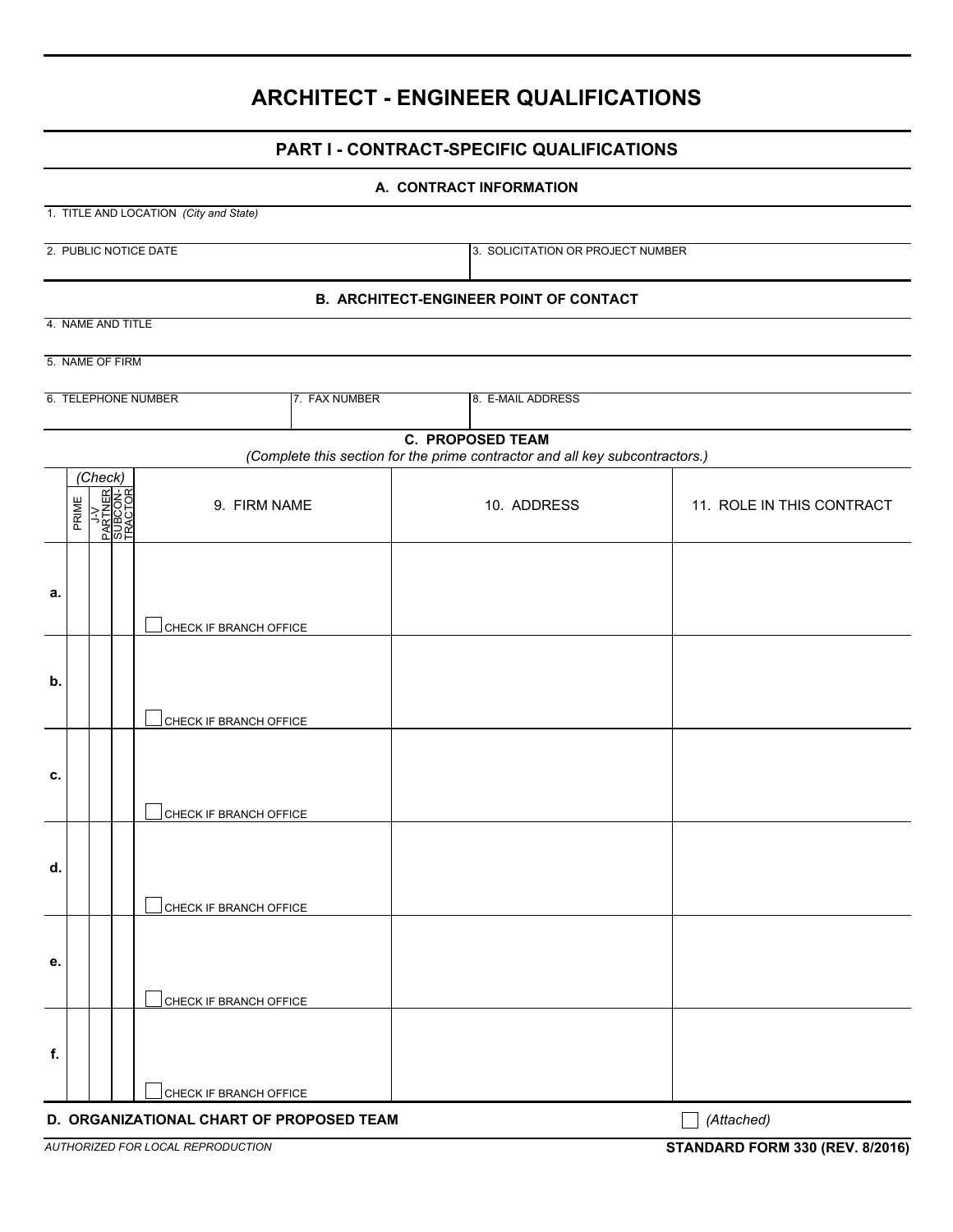# ARCHITECT - ENGINEER QUALIFICATIONS

## PART I - CONTRACT-SPECIFIC QUALIFICATIONS

### A. CONTRACT INFORMATION

1. TITLE AND LOCATION *(City and State)*

2. PUBLIC NOTICE DATE

3. SOLICITATION OR PROJECT NUMBER

### B. ARCHITECT-ENGINEER POINT OF CONTACT

4. NAME AND TITLE

5. NAME OF FIRM

6. TELEPHONE NUMBER

7. FAX NUMBER

8. E-MAIL ADDRESS

### C. PROPOSED TEAM

*(Complete this section for the prime contractor and all key subcontractors.)*

| | (Check) PRIME | J-V PARTNER | SUBCON-TRACTOR | 9. FIRM NAME | 10. ADDRESS | 11. ROLE IN THIS CONTRACT |
|---|---|---|---|---|---|---|
| a. | | | | ☐ CHECK IF BRANCH OFFICE | | |
| b. | | | | ☐ CHECK IF BRANCH OFFICE | | |
| c. | | | | ☐ CHECK IF BRANCH OFFICE | | |
| d. | | | | ☐ CHECK IF BRANCH OFFICE | | |
| e. | | | | ☐ CHECK IF BRANCH OFFICE | | |
| f. | | | | ☐ CHECK IF BRANCH OFFICE | | |

**D. ORGANIZATIONAL CHART OF PROPOSED TEAM** ☐ *(Attached)*

*AUTHORIZED FOR LOCAL REPRODUCTION* **STANDARD FORM 330 (REV. 8/2016)**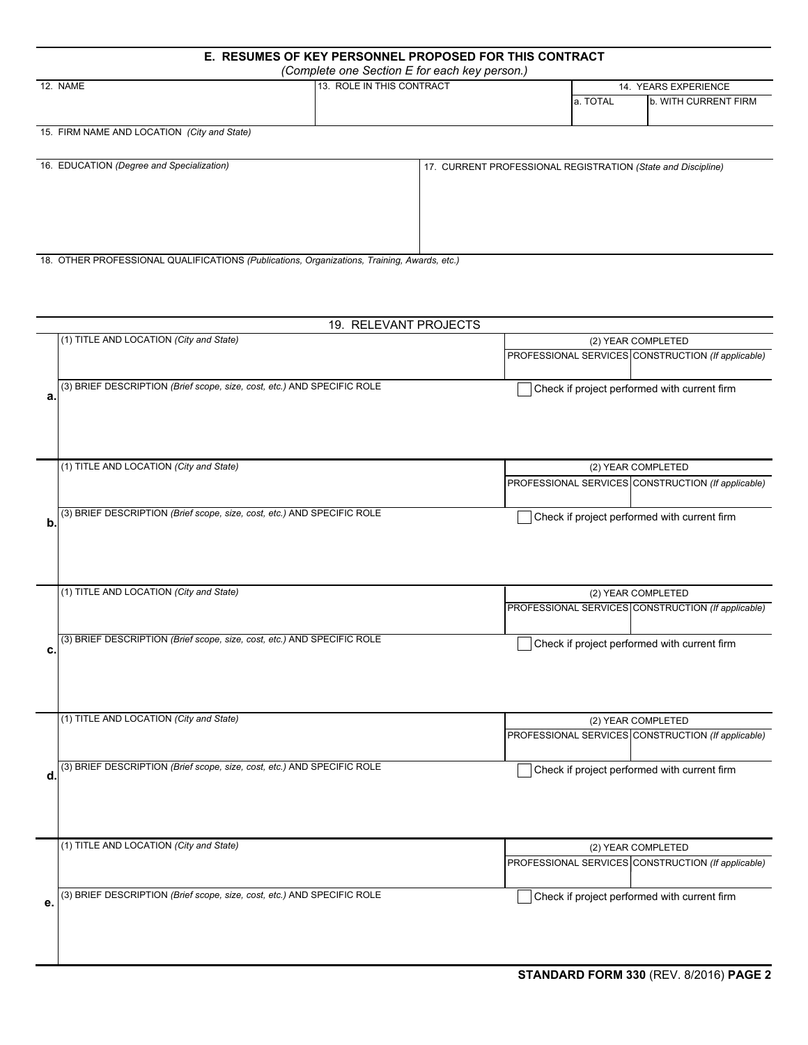## E. RESUMES OF KEY PERSONNEL PROPOSED FOR THIS CONTRACT

*(Complete one Section E for each key person.)*

| 12. NAME | 13. ROLE IN THIS CONTRACT | 14. YEARS EXPERIENCE | |
|---|---|---|---|
| | | a. TOTAL | b. WITH CURRENT FIRM |
| | | | |

15. FIRM NAME AND LOCATION *(City and State)*

| 16. EDUCATION *(Degree and Specialization)* | 17. CURRENT PROFESSIONAL REGISTRATION *(State and Discipline)* |
|---|---|
| | |

18. OTHER PROFESSIONAL QUALIFICATIONS *(Publications, Organizations, Training, Awards, etc.)*

### 19. RELEVANT PROJECTS

| | | (2) YEAR COMPLETED | |
|---|---|---|---|
| **a.** | (1) TITLE AND LOCATION *(City and State)* | PROFESSIONAL SERVICES | CONSTRUCTION *(If applicable)* |
| | (3) BRIEF DESCRIPTION *(Brief scope, size, cost, etc.)* AND SPECIFIC ROLE | ☐ Check if project performed with current firm | |
| **b.** | (1) TITLE AND LOCATION *(City and State)* | PROFESSIONAL SERVICES | CONSTRUCTION *(If applicable)* |
| | (3) BRIEF DESCRIPTION *(Brief scope, size, cost, etc.)* AND SPECIFIC ROLE | ☐ Check if project performed with current firm | |
| **c.** | (1) TITLE AND LOCATION *(City and State)* | PROFESSIONAL SERVICES | CONSTRUCTION *(If applicable)* |
| | (3) BRIEF DESCRIPTION *(Brief scope, size, cost, etc.)* AND SPECIFIC ROLE | ☐ Check if project performed with current firm | |
| **d.** | (1) TITLE AND LOCATION *(City and State)* | PROFESSIONAL SERVICES | CONSTRUCTION *(If applicable)* |
| | (3) BRIEF DESCRIPTION *(Brief scope, size, cost, etc.)* AND SPECIFIC ROLE | ☐ Check if project performed with current firm | |
| **e.** | (1) TITLE AND LOCATION *(City and State)* | PROFESSIONAL SERVICES | CONSTRUCTION *(If applicable)* |
| | (3) BRIEF DESCRIPTION *(Brief scope, size, cost, etc.)* AND SPECIFIC ROLE | ☐ Check if project performed with current firm | |

**STANDARD FORM 330** (REV. 8/2016) **PAGE 2**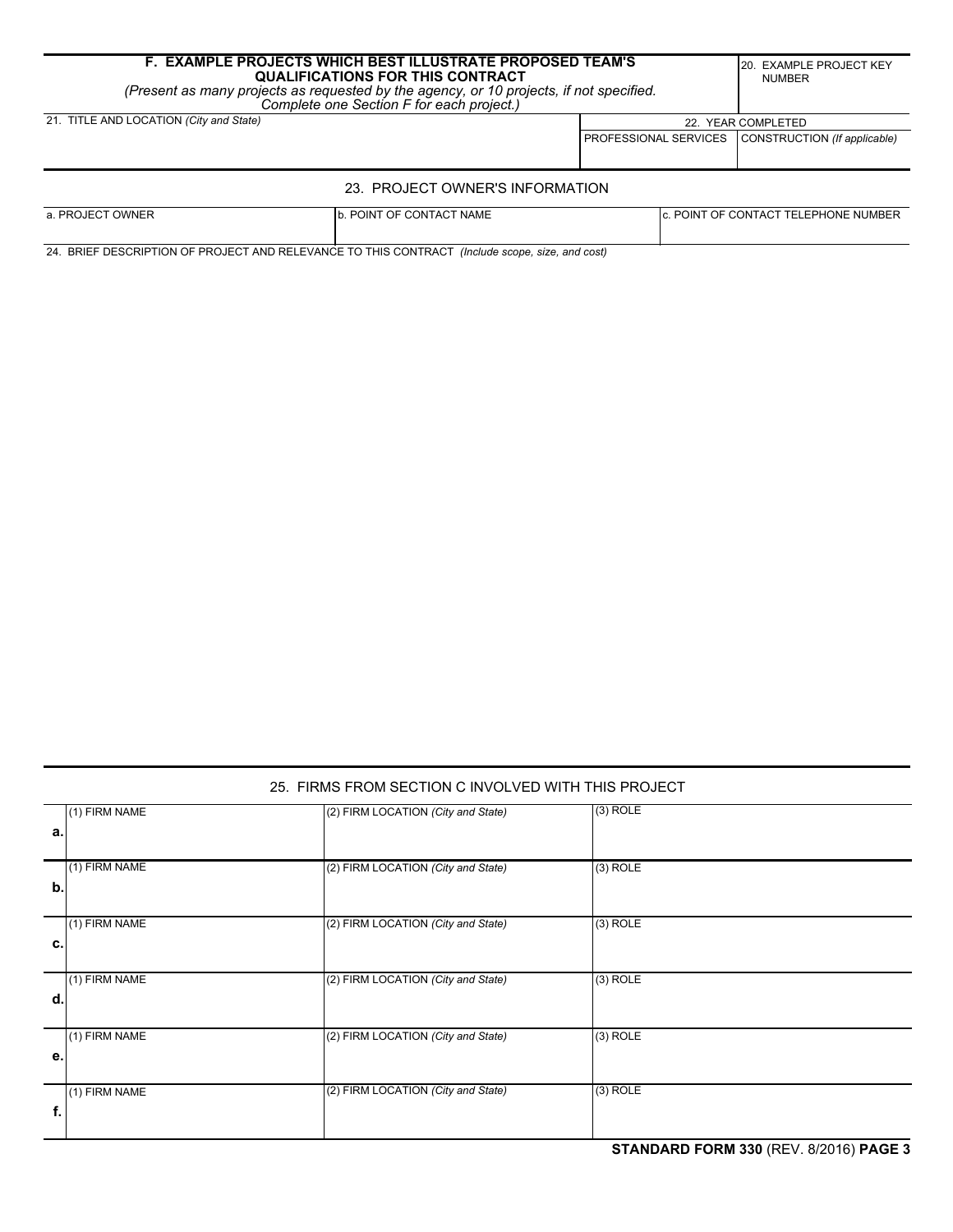## F. EXAMPLE PROJECTS WHICH BEST ILLUSTRATE PROPOSED TEAM'S QUALIFICATIONS FOR THIS CONTRACT

*(Present as many projects as requested by the agency, or 10 projects, if not specified. Complete one Section F for each project.)*

20. EXAMPLE PROJECT KEY NUMBER

| 21. TITLE AND LOCATION *(City and State)* | 22. YEAR COMPLETED | |
|---|---|---|
| | PROFESSIONAL SERVICES | CONSTRUCTION *(If applicable)* |
| | | |

### 23. PROJECT OWNER'S INFORMATION

| a. PROJECT OWNER | b. POINT OF CONTACT NAME | c. POINT OF CONTACT TELEPHONE NUMBER |
|---|---|---|
| | | |

24. BRIEF DESCRIPTION OF PROJECT AND RELEVANCE TO THIS CONTRACT *(Include scope, size, and cost)*

### 25. FIRMS FROM SECTION C INVOLVED WITH THIS PROJECT

| | (1) FIRM NAME | (2) FIRM LOCATION *(City and State)* | (3) ROLE |
|---|---|---|---|
| a. | | | |
| b. | | | |
| c. | | | |
| d. | | | |
| e. | | | |
| f. | | | |

**STANDARD FORM 330** (REV. 8/2016) **PAGE 3**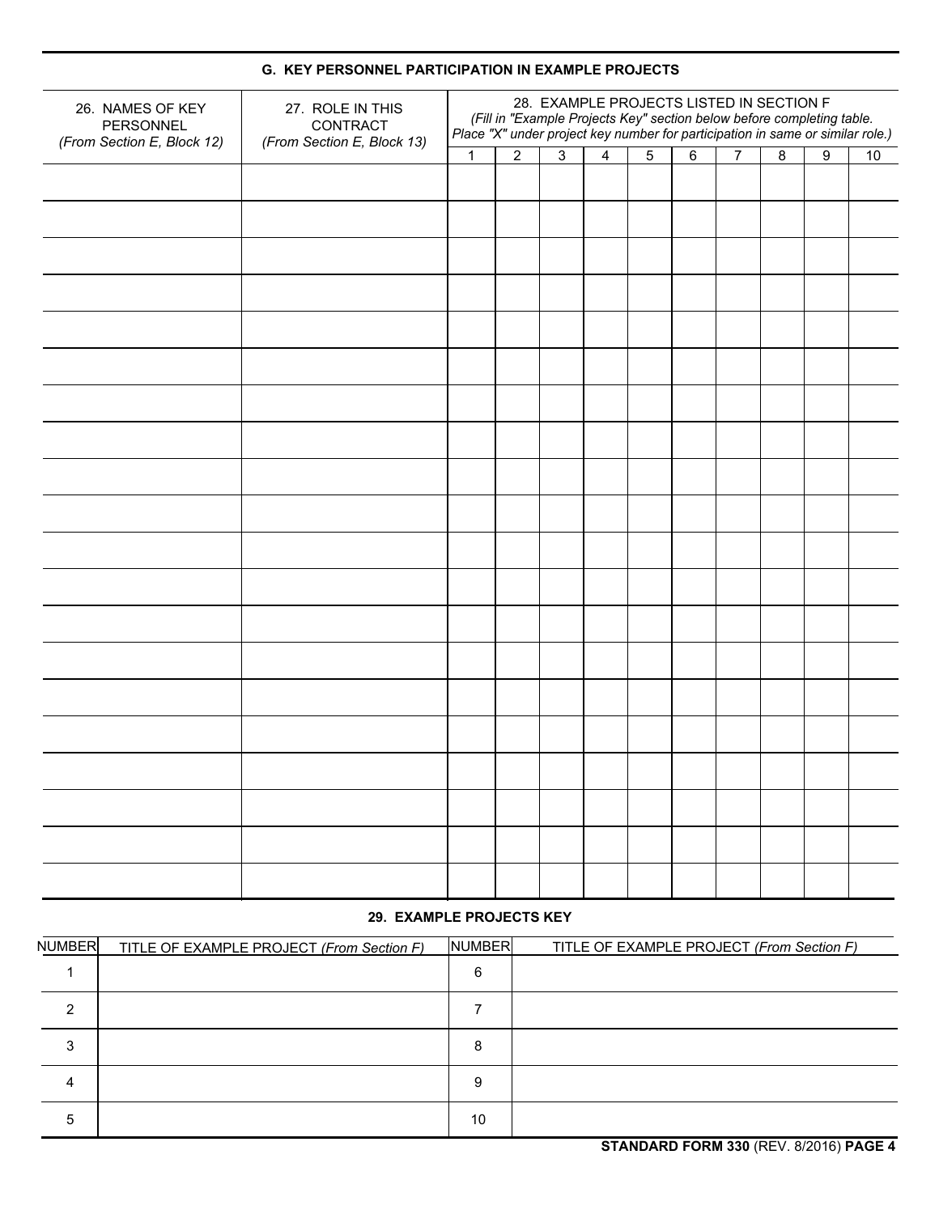## G. KEY PERSONNEL PARTICIPATION IN EXAMPLE PROJECTS

| 26. NAMES OF KEY PERSONNEL *(From Section E, Block 12)* | 27. ROLE IN THIS CONTRACT *(From Section E, Block 13)* | 28. EXAMPLE PROJECTS LISTED IN SECTION F *(Fill in "Example Projects Key" section below before completing table. Place "X" under project key number for participation in same or similar role.)* | | | | | | | | | |
|---|---|---|---|---|---|---|---|---|---|---|---|
| | | 1 | 2 | 3 | 4 | 5 | 6 | 7 | 8 | 9 | 10 |
| | | | | | | | | | | | |
| | | | | | | | | | | | |
| | | | | | | | | | | | |
| | | | | | | | | | | | |
| | | | | | | | | | | | |
| | | | | | | | | | | | |
| | | | | | | | | | | | |
| | | | | | | | | | | | |
| | | | | | | | | | | | |
| | | | | | | | | | | | |
| | | | | | | | | | | | |
| | | | | | | | | | | | |
| | | | | | | | | | | | |
| | | | | | | | | | | | |
| | | | | | | | | | | | |
| | | | | | | | | | | | |
| | | | | | | | | | | | |
| | | | | | | | | | | | |
| | | | | | | | | | | | |
| | | | | | | | | | | | |

### 29. EXAMPLE PROJECTS KEY

| NUMBER | TITLE OF EXAMPLE PROJECT *(From Section F)* | NUMBER | TITLE OF EXAMPLE PROJECT *(From Section F)* |
|---|---|---|---|
| 1 | | 6 | |
| 2 | | 7 | |
| 3 | | 8 | |
| 4 | | 9 | |
| 5 | | 10 | |

**STANDARD FORM 330** (REV. 8/2016) **PAGE 4**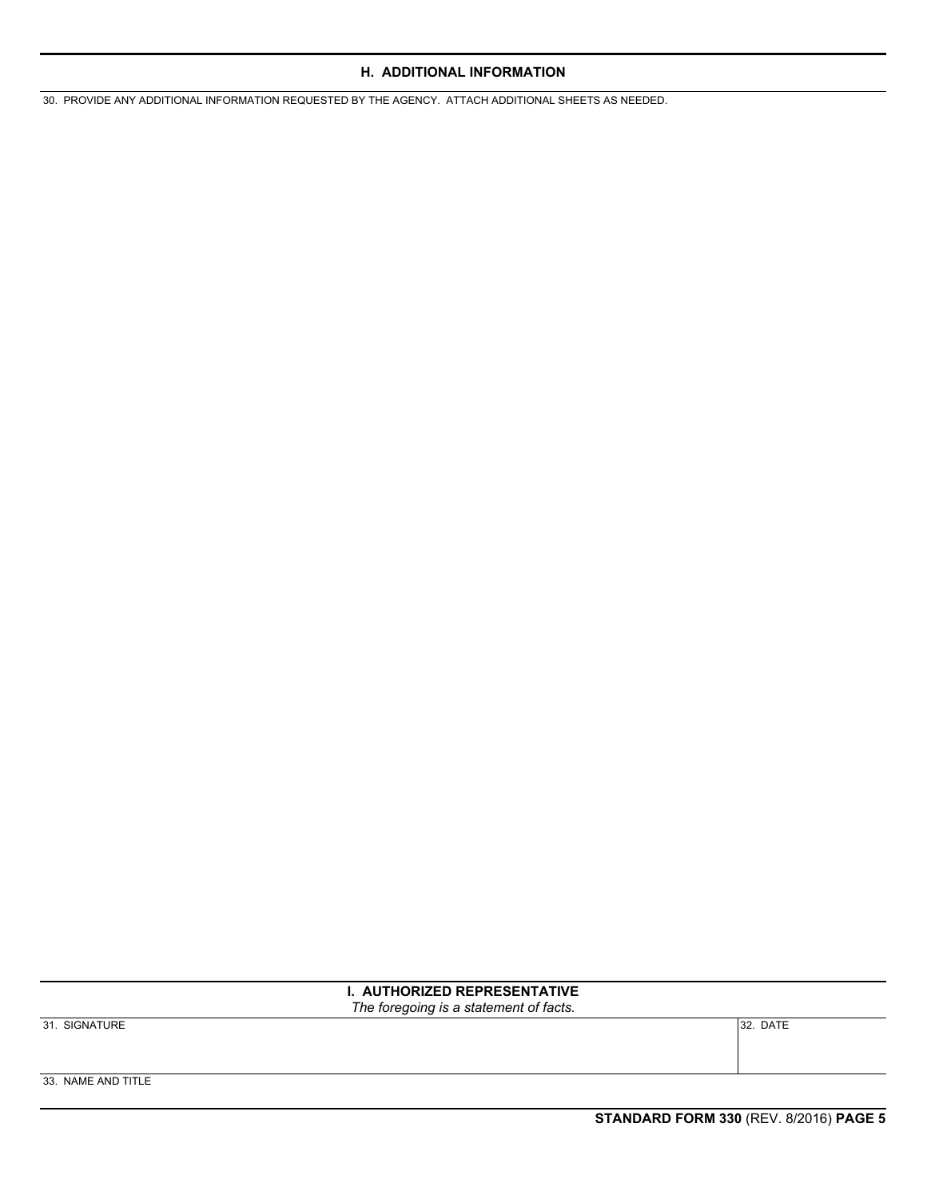## H. ADDITIONAL INFORMATION

30. PROVIDE ANY ADDITIONAL INFORMATION REQUESTED BY THE AGENCY. ATTACH ADDITIONAL SHEETS AS NEEDED.

## I. AUTHORIZED REPRESENTATIVE

*The foregoing is a statement of facts.*

| 31. SIGNATURE | 32. DATE |
|---|---|
| | |

33. NAME AND TITLE

**STANDARD FORM 330** (REV. 8/2016) **PAGE 5**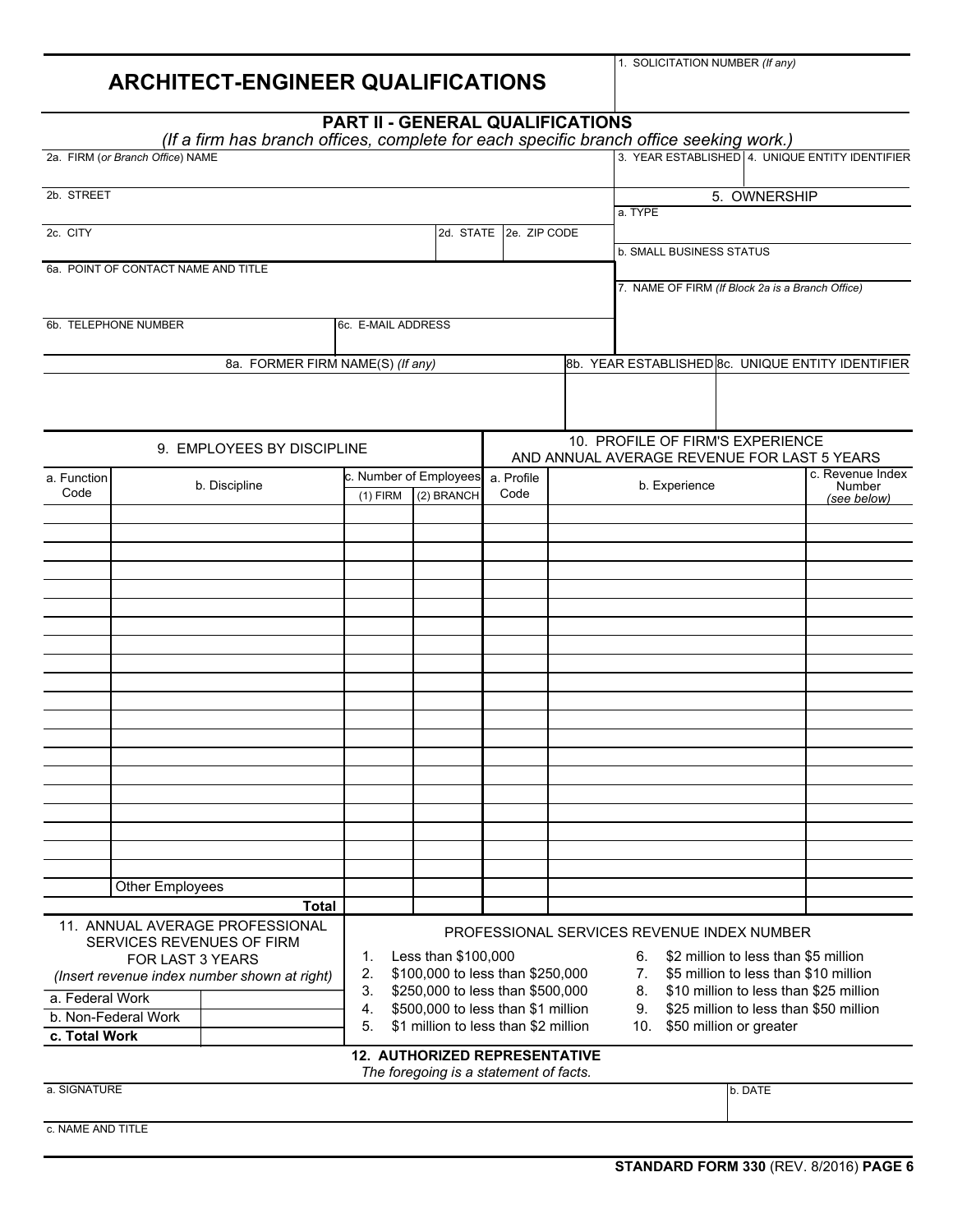# ARCHITECT-ENGINEER QUALIFICATIONS

1. SOLICITATION NUMBER *(If any)*

## PART II - GENERAL QUALIFICATIONS

*(If a firm has branch offices, complete for each specific branch office seeking work.)*

| | | | | | |
|---|---|---|---|---|---|
| 2a. FIRM (*or Branch Office*) NAME | | | | 3. YEAR ESTABLISHED | 4. UNIQUE ENTITY IDENTIFIER |
| 2b. STREET | | | | 5. OWNERSHIP | |
| | | | | a. TYPE | |
| 2c. CITY | | 2d. STATE | 2e. ZIP CODE | | |
| | | | | b. SMALL BUSINESS STATUS | |
| 6a. POINT OF CONTACT NAME AND TITLE | | | | 7. NAME OF FIRM *(If Block 2a is a Branch Office)* | |
| 6b. TELEPHONE NUMBER | 6c. E-MAIL ADDRESS | | | | |

| 8a. FORMER FIRM NAME(S) *(If any)* | 8b. YEAR ESTABLISHED | 8c. UNIQUE ENTITY IDENTIFIER |
|---|---|---|
| | | |

| 9. EMPLOYEES BY DISCIPLINE | | | | 10. PROFILE OF FIRM'S EXPERIENCE AND ANNUAL AVERAGE REVENUE FOR LAST 5 YEARS | | |
|---|---|---|---|---|---|---|
| a. Function Code | b. Discipline | c. Number of Employees (1) FIRM | (2) BRANCH | a. Profile Code | b. Experience | c. Revenue Index Number *(see below)* |
| | | | | | | |
| | | | | | | |
| | | | | | | |
| | | | | | | |
| | | | | | | |
| | | | | | | |
| | | | | | | |
| | | | | | | |
| | | | | | | |
| | | | | | | |
| | | | | | | |
| | | | | | | |
| | | | | | | |
| | | | | | | |
| | | | | | | |
| | | | | | | |
| | | | | | | |
| | | | | | | |
| | | | | | | |
| | | | | | | |
| | Other Employees | | | | | |
| | **Total** | | | | | |

| 11. ANNUAL AVERAGE PROFESSIONAL SERVICES REVENUES OF FIRM FOR LAST 3 YEARS *(Insert revenue index number shown at right)* | |
|---|---|
| a. Federal Work | |
| b. Non-Federal Work | |
| **c. Total Work** | |

PROFESSIONAL SERVICES REVENUE INDEX NUMBER

1. Less than $100,000
2. $100,000 to less than $250,000
3. $250,000 to less than $500,000
4. $500,000 to less than $1 million
5. $1 million to less than $2 million
6. $2 million to less than $5 million
7. $5 million to less than $10 million
8. $10 million to less than $25 million
9. $25 million to less than $50 million
10. $50 million or greater

## 12. AUTHORIZED REPRESENTATIVE

*The foregoing is a statement of facts.*

| | |
|---|---|
| a. SIGNATURE | b. DATE |
| c. NAME AND TITLE | |

**STANDARD FORM 330** (REV. 8/2016) **PAGE 6**